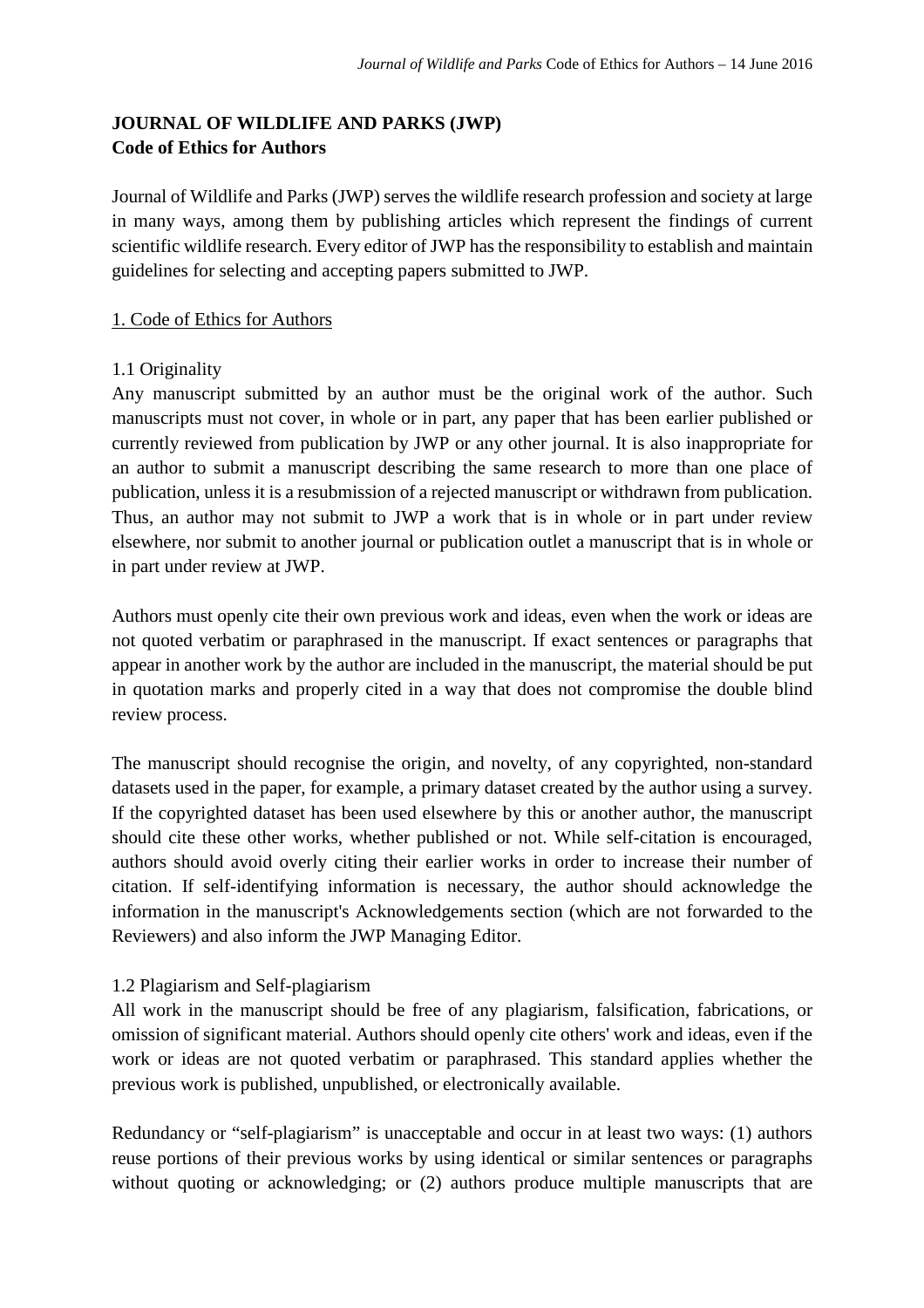# JOURNAL OF WILDLIFE AND PARKS (JWP)
**Code of Ethics for Authors**

Journal of Wildlife and Parks (JWP) serves the wildlife research profession and society at large in many ways, among them by publishing articles which represent the findings of current scientific wildlife research. Every editor of JWP has the responsibility to establish and maintain guidelines for selecting and accepting papers submitted to JWP.

## 1. Code of Ethics for Authors

### 1.1 Originality

Any manuscript submitted by an author must be the original work of the author. Such manuscripts must not cover, in whole or in part, any paper that has been earlier published or currently reviewed from publication by JWP or any other journal. It is also inappropriate for an author to submit a manuscript describing the same research to more than one place of publication, unless it is a resubmission of a rejected manuscript or withdrawn from publication. Thus, an author may not submit to JWP a work that is in whole or in part under review elsewhere, nor submit to another journal or publication outlet a manuscript that is in whole or in part under review at JWP.

Authors must openly cite their own previous work and ideas, even when the work or ideas are not quoted verbatim or paraphrased in the manuscript. If exact sentences or paragraphs that appear in another work by the author are included in the manuscript, the material should be put in quotation marks and properly cited in a way that does not compromise the double blind review process.

The manuscript should recognise the origin, and novelty, of any copyrighted, non-standard datasets used in the paper, for example, a primary dataset created by the author using a survey. If the copyrighted dataset has been used elsewhere by this or another author, the manuscript should cite these other works, whether published or not. While self-citation is encouraged, authors should avoid overly citing their earlier works in order to increase their number of citation. If self-identifying information is necessary, the author should acknowledge the information in the manuscript's Acknowledgements section (which are not forwarded to the Reviewers) and also inform the JWP Managing Editor.

### 1.2 Plagiarism and Self-plagiarism

All work in the manuscript should be free of any plagiarism, falsification, fabrications, or omission of significant material. Authors should openly cite others' work and ideas, even if the work or ideas are not quoted verbatim or paraphrased. This standard applies whether the previous work is published, unpublished, or electronically available.

Redundancy or "self-plagiarism" is unacceptable and occur in at least two ways: (1) authors reuse portions of their previous works by using identical or similar sentences or paragraphs without quoting or acknowledging; or (2) authors produce multiple manuscripts that are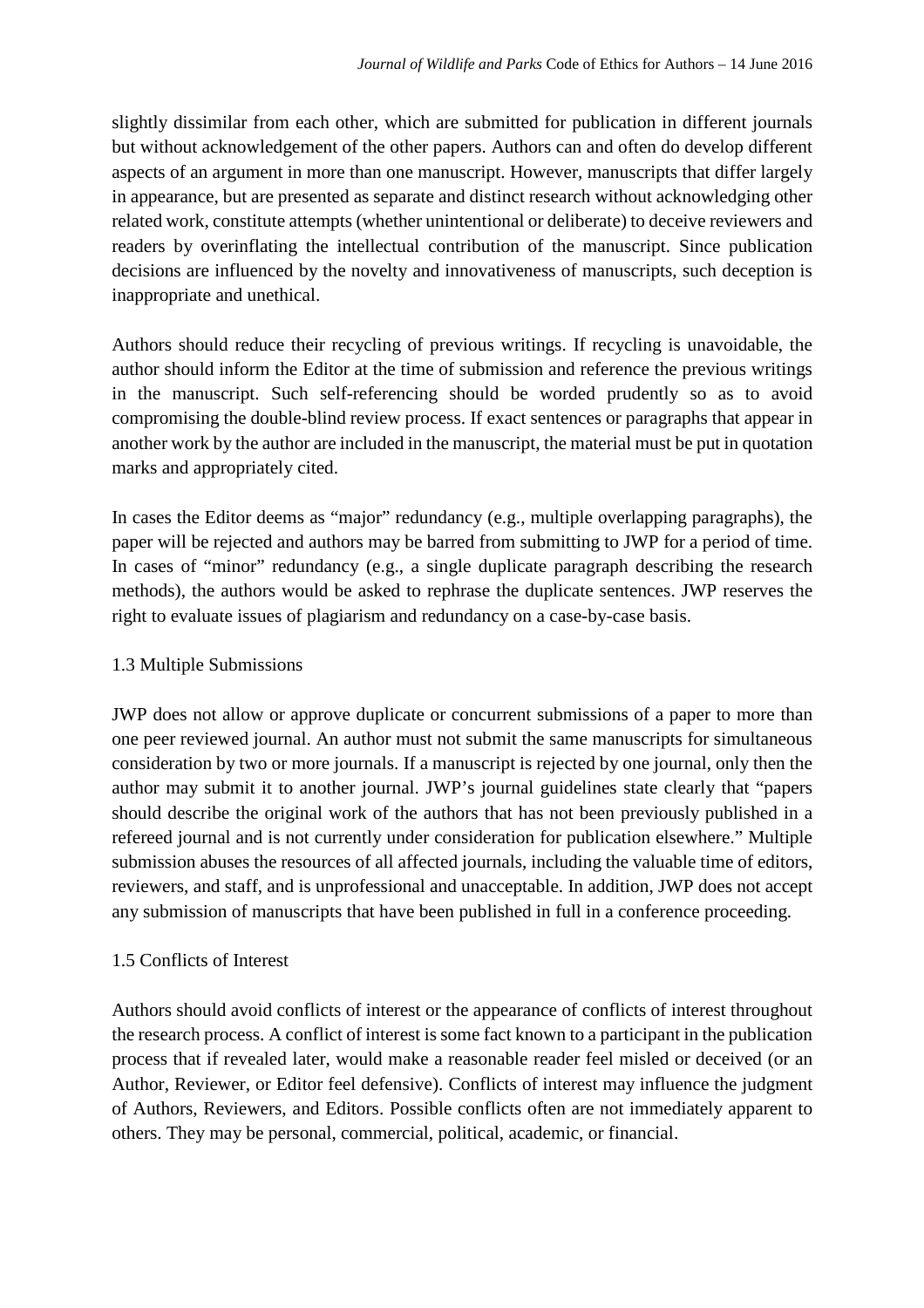slightly dissimilar from each other, which are submitted for publication in different journals but without acknowledgement of the other papers. Authors can and often do develop different aspects of an argument in more than one manuscript. However, manuscripts that differ largely in appearance, but are presented as separate and distinct research without acknowledging other related work, constitute attempts (whether unintentional or deliberate) to deceive reviewers and readers by overinflating the intellectual contribution of the manuscript. Since publication decisions are influenced by the novelty and innovativeness of manuscripts, such deception is inappropriate and unethical.

Authors should reduce their recycling of previous writings. If recycling is unavoidable, the author should inform the Editor at the time of submission and reference the previous writings in the manuscript. Such self-referencing should be worded prudently so as to avoid compromising the double-blind review process. If exact sentences or paragraphs that appear in another work by the author are included in the manuscript, the material must be put in quotation marks and appropriately cited.

In cases the Editor deems as "major" redundancy (e.g., multiple overlapping paragraphs), the paper will be rejected and authors may be barred from submitting to JWP for a period of time. In cases of "minor" redundancy (e.g., a single duplicate paragraph describing the research methods), the authors would be asked to rephrase the duplicate sentences. JWP reserves the right to evaluate issues of plagiarism and redundancy on a case-by-case basis.

### 1.3 Multiple Submissions

JWP does not allow or approve duplicate or concurrent submissions of a paper to more than one peer reviewed journal. An author must not submit the same manuscripts for simultaneous consideration by two or more journals. If a manuscript is rejected by one journal, only then the author may submit it to another journal. JWP's journal guidelines state clearly that "papers should describe the original work of the authors that has not been previously published in a refereed journal and is not currently under consideration for publication elsewhere." Multiple submission abuses the resources of all affected journals, including the valuable time of editors, reviewers, and staff, and is unprofessional and unacceptable. In addition, JWP does not accept any submission of manuscripts that have been published in full in a conference proceeding.

### 1.5 Conflicts of Interest

Authors should avoid conflicts of interest or the appearance of conflicts of interest throughout the research process. A conflict of interest is some fact known to a participant in the publication process that if revealed later, would make a reasonable reader feel misled or deceived (or an Author, Reviewer, or Editor feel defensive). Conflicts of interest may influence the judgment of Authors, Reviewers, and Editors. Possible conflicts often are not immediately apparent to others. They may be personal, commercial, political, academic, or financial.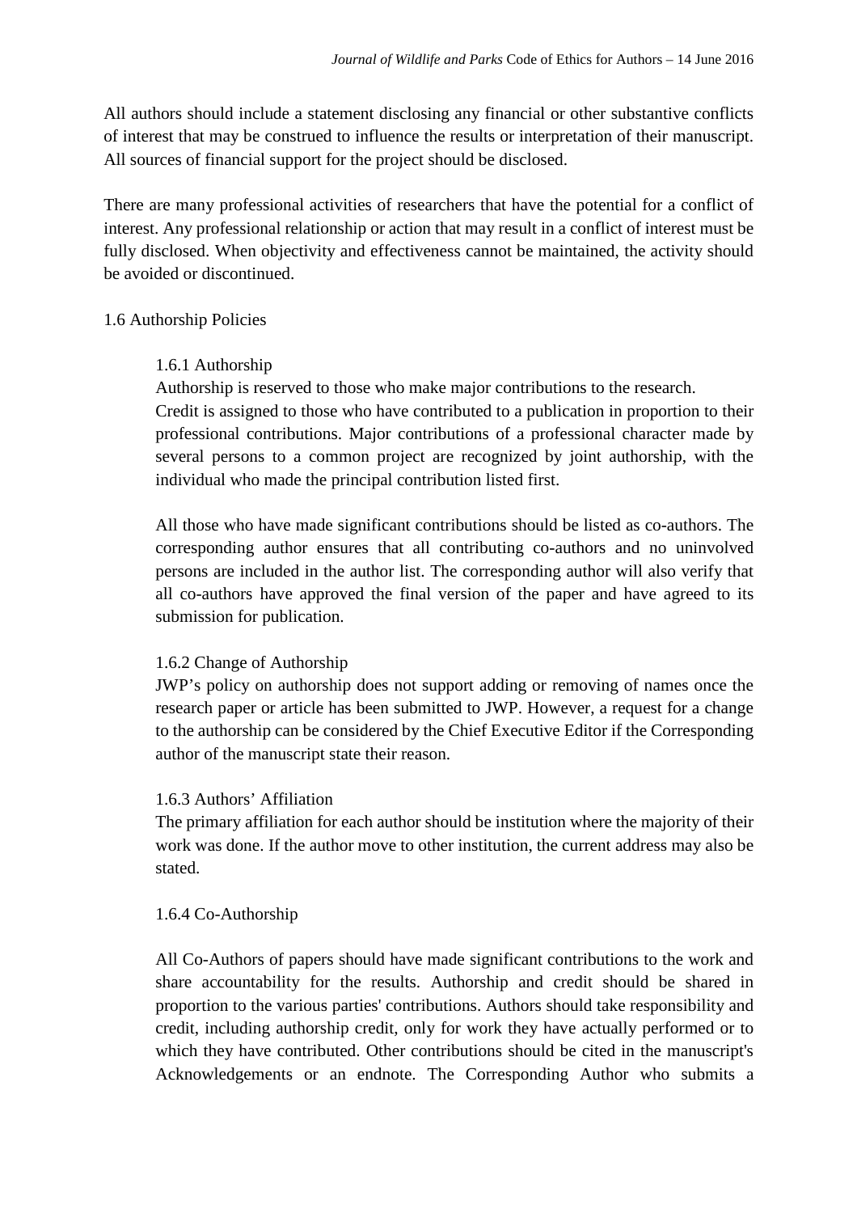All authors should include a statement disclosing any financial or other substantive conflicts of interest that may be construed to influence the results or interpretation of their manuscript. All sources of financial support for the project should be disclosed.

There are many professional activities of researchers that have the potential for a conflict of interest. Any professional relationship or action that may result in a conflict of interest must be fully disclosed. When objectivity and effectiveness cannot be maintained, the activity should be avoided or discontinued.

## 1.6 Authorship Policies

### 1.6.1 Authorship

Authorship is reserved to those who make major contributions to the research.
Credit is assigned to those who have contributed to a publication in proportion to their professional contributions. Major contributions of a professional character made by several persons to a common project are recognized by joint authorship, with the individual who made the principal contribution listed first.

All those who have made significant contributions should be listed as co-authors. The corresponding author ensures that all contributing co-authors and no uninvolved persons are included in the author list. The corresponding author will also verify that all co-authors have approved the final version of the paper and have agreed to its submission for publication.

### 1.6.2 Change of Authorship

JWP's policy on authorship does not support adding or removing of names once the research paper or article has been submitted to JWP. However, a request for a change to the authorship can be considered by the Chief Executive Editor if the Corresponding author of the manuscript state their reason.

### 1.6.3 Authors' Affiliation

The primary affiliation for each author should be institution where the majority of their work was done. If the author move to other institution, the current address may also be stated.

### 1.6.4 Co-Authorship

All Co-Authors of papers should have made significant contributions to the work and share accountability for the results. Authorship and credit should be shared in proportion to the various parties' contributions. Authors should take responsibility and credit, including authorship credit, only for work they have actually performed or to which they have contributed. Other contributions should be cited in the manuscript's Acknowledgements or an endnote. The Corresponding Author who submits a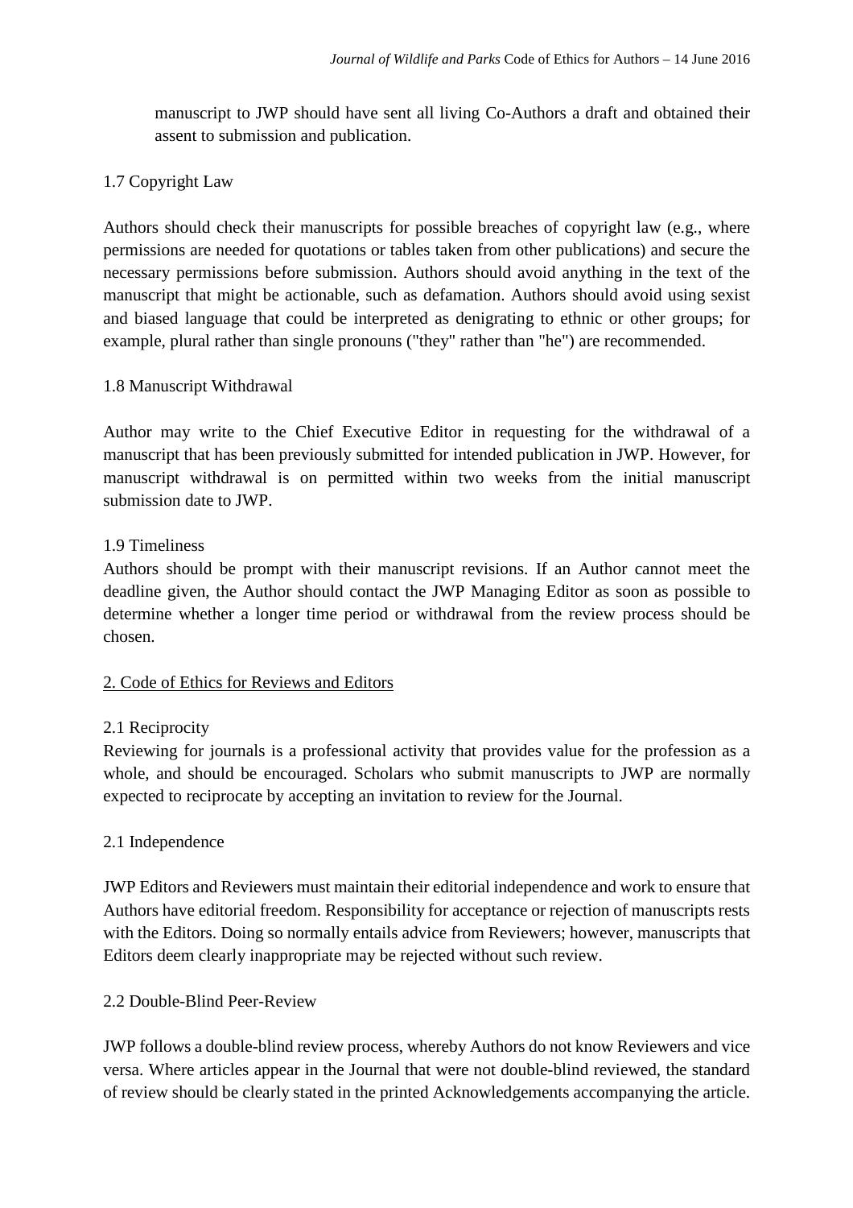manuscript to JWP should have sent all living Co-Authors a draft and obtained their assent to submission and publication.

### 1.7 Copyright Law

Authors should check their manuscripts for possible breaches of copyright law (e.g., where permissions are needed for quotations or tables taken from other publications) and secure the necessary permissions before submission. Authors should avoid anything in the text of the manuscript that might be actionable, such as defamation. Authors should avoid using sexist and biased language that could be interpreted as denigrating to ethnic or other groups; for example, plural rather than single pronouns ("they" rather than "he") are recommended.

### 1.8 Manuscript Withdrawal

Author may write to the Chief Executive Editor in requesting for the withdrawal of a manuscript that has been previously submitted for intended publication in JWP. However, for manuscript withdrawal is on permitted within two weeks from the initial manuscript submission date to JWP.

### 1.9 Timeliness

Authors should be prompt with their manuscript revisions. If an Author cannot meet the deadline given, the Author should contact the JWP Managing Editor as soon as possible to determine whether a longer time period or withdrawal from the review process should be chosen.

## 2. Code of Ethics for Reviews and Editors

### 2.1 Reciprocity

Reviewing for journals is a professional activity that provides value for the profession as a whole, and should be encouraged. Scholars who submit manuscripts to JWP are normally expected to reciprocate by accepting an invitation to review for the Journal.

### 2.1 Independence

JWP Editors and Reviewers must maintain their editorial independence and work to ensure that Authors have editorial freedom. Responsibility for acceptance or rejection of manuscripts rests with the Editors. Doing so normally entails advice from Reviewers; however, manuscripts that Editors deem clearly inappropriate may be rejected without such review.

### 2.2 Double-Blind Peer-Review

JWP follows a double-blind review process, whereby Authors do not know Reviewers and vice versa. Where articles appear in the Journal that were not double-blind reviewed, the standard of review should be clearly stated in the printed Acknowledgements accompanying the article.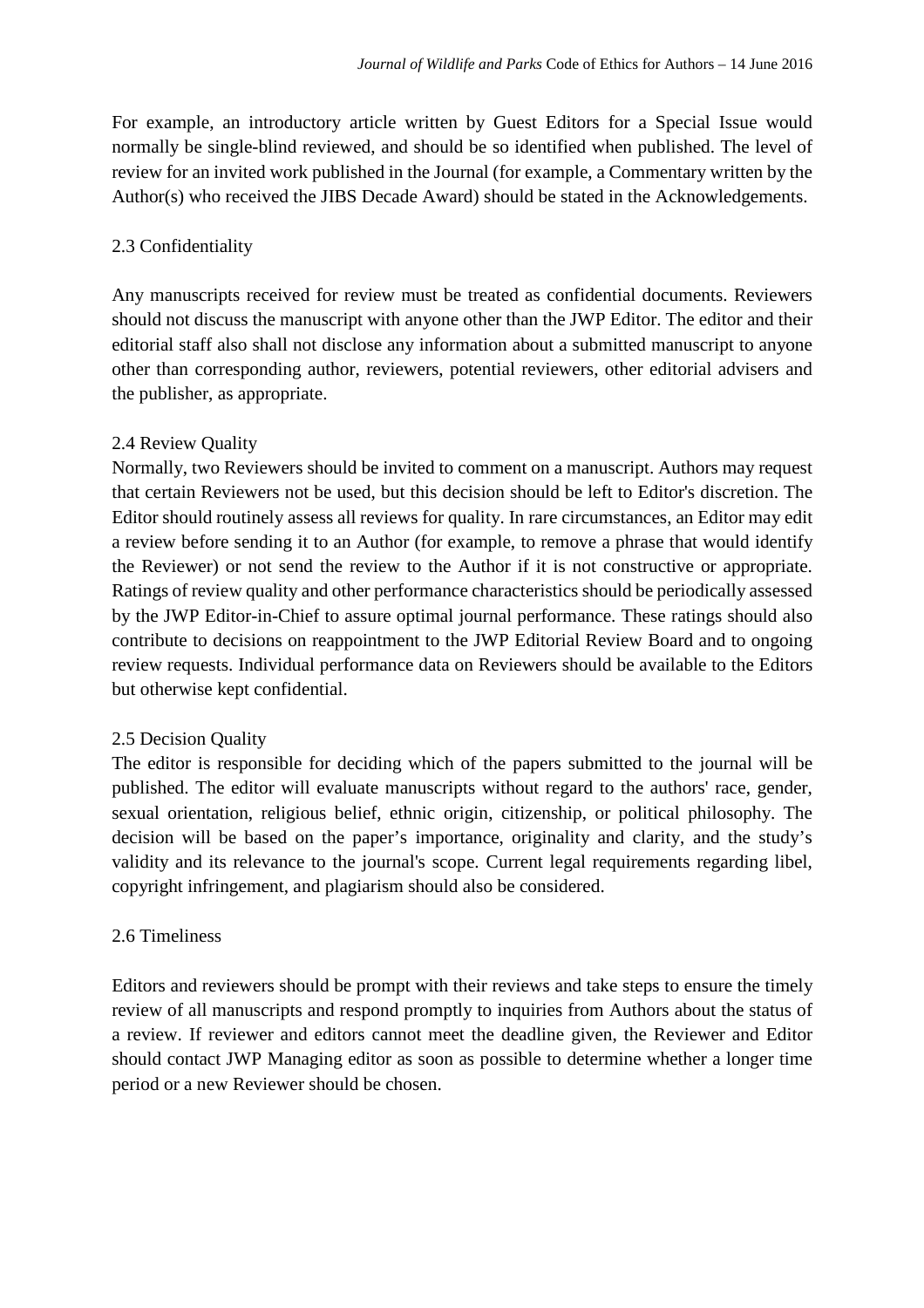For example, an introductory article written by Guest Editors for a Special Issue would normally be single-blind reviewed, and should be so identified when published. The level of review for an invited work published in the Journal (for example, a Commentary written by the Author(s) who received the JIBS Decade Award) should be stated in the Acknowledgements.

### 2.3 Confidentiality

Any manuscripts received for review must be treated as confidential documents. Reviewers should not discuss the manuscript with anyone other than the JWP Editor. The editor and their editorial staff also shall not disclose any information about a submitted manuscript to anyone other than corresponding author, reviewers, potential reviewers, other editorial advisers and the publisher, as appropriate.

### 2.4 Review Quality

Normally, two Reviewers should be invited to comment on a manuscript. Authors may request that certain Reviewers not be used, but this decision should be left to Editor's discretion. The Editor should routinely assess all reviews for quality. In rare circumstances, an Editor may edit a review before sending it to an Author (for example, to remove a phrase that would identify the Reviewer) or not send the review to the Author if it is not constructive or appropriate. Ratings of review quality and other performance characteristics should be periodically assessed by the JWP Editor-in-Chief to assure optimal journal performance. These ratings should also contribute to decisions on reappointment to the JWP Editorial Review Board and to ongoing review requests. Individual performance data on Reviewers should be available to the Editors but otherwise kept confidential.

### 2.5 Decision Quality

The editor is responsible for deciding which of the papers submitted to the journal will be published. The editor will evaluate manuscripts without regard to the authors' race, gender, sexual orientation, religious belief, ethnic origin, citizenship, or political philosophy. The decision will be based on the paper's importance, originality and clarity, and the study's validity and its relevance to the journal's scope. Current legal requirements regarding libel, copyright infringement, and plagiarism should also be considered.

### 2.6 Timeliness

Editors and reviewers should be prompt with their reviews and take steps to ensure the timely review of all manuscripts and respond promptly to inquiries from Authors about the status of a review. If reviewer and editors cannot meet the deadline given, the Reviewer and Editor should contact JWP Managing editor as soon as possible to determine whether a longer time period or a new Reviewer should be chosen.